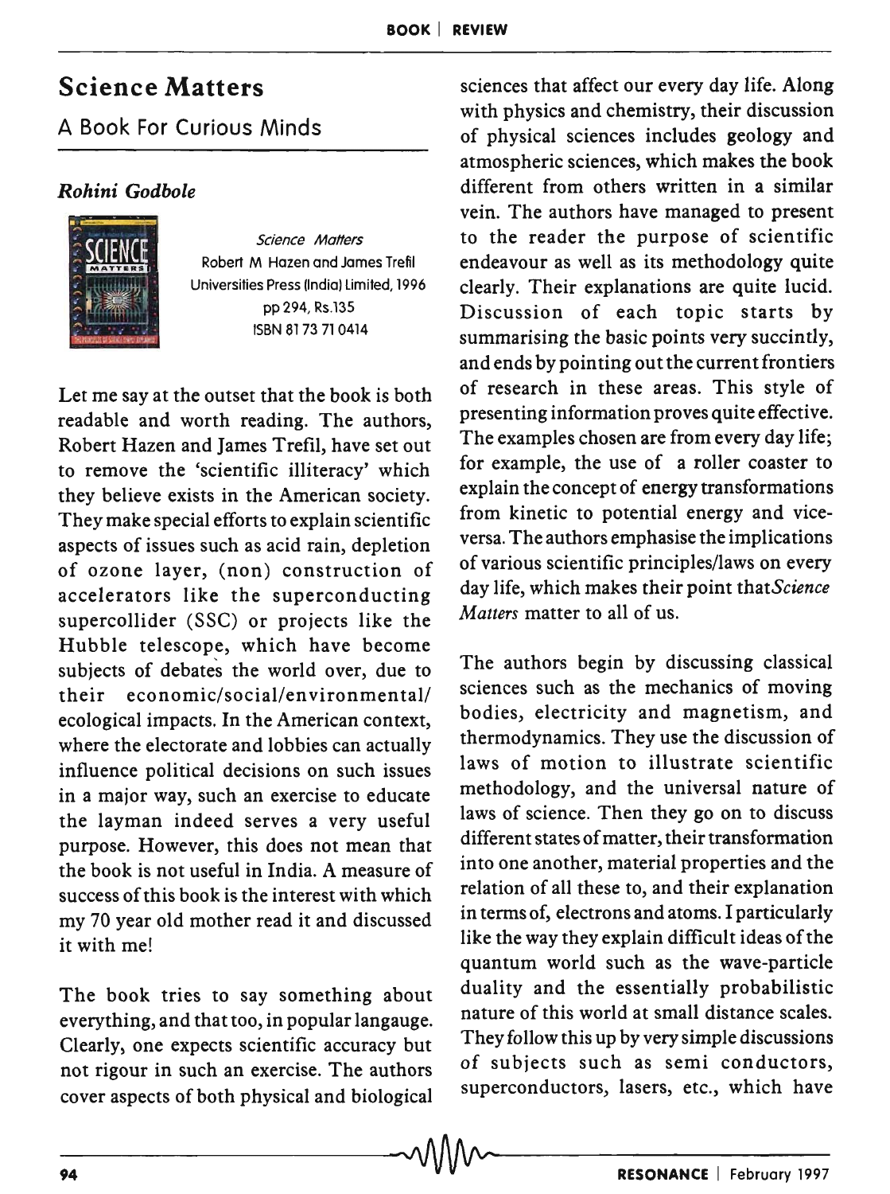# Science Matters

## A Book For Curious Minds

*Rohini Godbole*

*Science Matters*
Robert M Hazen and James Trefil
Universities Press (India) Limited, 1996
pp 294, Rs.135
ISBN 81 73 71 0414

Let me say at the outset that the book is both readable and worth reading. The authors, Robert Hazen and James Trefil, have set out to remove the 'scientific illiteracy' which they believe exists in the American society. They make special efforts to explain scientific aspects of issues such as acid rain, depletion of ozone layer, (non) construction of accelerators like the superconducting supercollider (SSC) or projects like the Hubble telescope, which have become subjects of debates the world over, due to their economic/social/environmental/ ecological impacts. In the American context, where the electorate and lobbies can actually influence political decisions on such issues in a major way, such an exercise to educate the layman indeed serves a very useful purpose. However, this does not mean that the book is not useful in India. A measure of success of this book is the interest with which my 70 year old mother read it and discussed it with me!

The book tries to say something about everything, and that too, in popular langauge. Clearly, one expects scientific accuracy but not rigour in such an exercise. The authors cover aspects of both physical and biological sciences that affect our every day life. Along with physics and chemistry, their discussion of physical sciences includes geology and atmospheric sciences, which makes the book different from others written in a similar vein. The authors have managed to present to the reader the purpose of scientific endeavour as well as its methodology quite clearly. Their explanations are quite lucid. Discussion of each topic starts by summarising the basic points very succintly, and ends by pointing out the current frontiers of research in these areas. This style of presenting information proves quite effective. The examples chosen are from every day life; for example, the use of a roller coaster to explain the concept of energy transformations from kinetic to potential energy and vice-versa. The authors emphasise the implications of various scientific principles/laws on every day life, which makes their point that*Science Matters* matter to all of us.

The authors begin by discussing classical sciences such as the mechanics of moving bodies, electricity and magnetism, and thermodynamics. They use the discussion of laws of motion to illustrate scientific methodology, and the universal nature of laws of science. Then they go on to discuss different states of matter, their transformation into one another, material properties and the relation of all these to, and their explanation in terms of, electrons and atoms. I particularly like the way they explain difficult ideas of the quantum world such as the wave-particle duality and the essentially probabilistic nature of this world at small distance scales. They follow this up by very simple discussions of subjects such as semi conductors, superconductors, lasers, etc., which have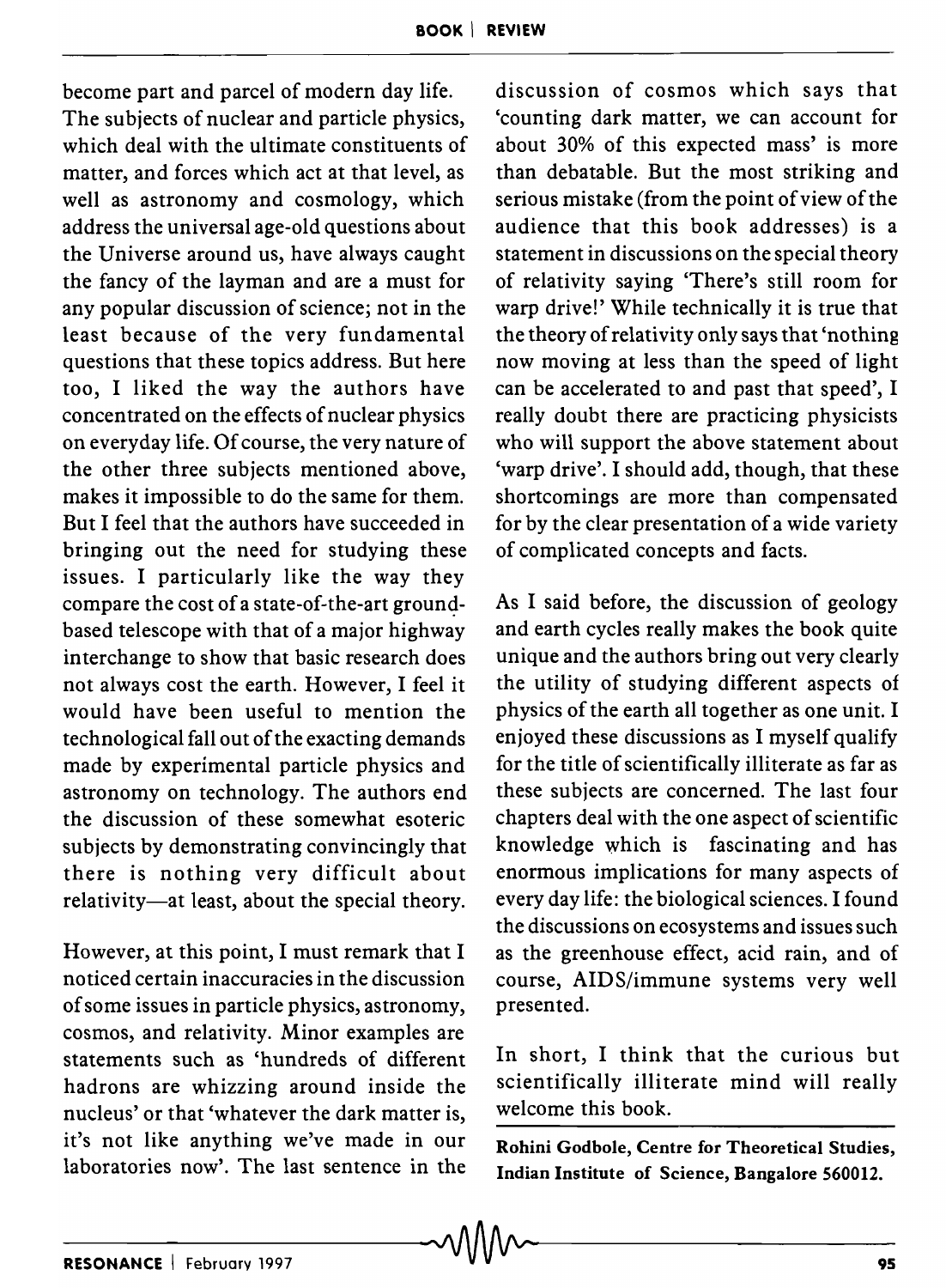become part and parcel of modern day life. The subjects of nuclear and particle physics, which deal with the ultimate constituents of matter, and forces which act at that level, as well as astronomy and cosmology, which address the universal age-old questions about the Universe around us, have always caught the fancy of the layman and are a must for any popular discussion of science; not in the least because of the very fundamental questions that these topics address. But here too, I liked the way the authors have concentrated on the effects of nuclear physics on everyday life. Of course, the very nature of the other three subjects mentioned above, makes it impossible to do the same for them. But I feel that the authors have succeeded in bringing out the need for studying these issues. I particularly like the way they compare the cost of a state-of-the-art ground-based telescope with that of a major highway interchange to show that basic research does not always cost the earth. However, I feel it would have been useful to mention the technological fall out of the exacting demands made by experimental particle physics and astronomy on technology. The authors end the discussion of these somewhat esoteric subjects by demonstrating convincingly that there is nothing very difficult about relativity—at least, about the special theory.

However, at this point, I must remark that I noticed certain inaccuracies in the discussion of some issues in particle physics, astronomy, cosmos, and relativity. Minor examples are statements such as 'hundreds of different hadrons are whizzing around inside the nucleus' or that 'whatever the dark matter is, it's not like anything we've made in our laboratories now'. The last sentence in the discussion of cosmos which says that 'counting dark matter, we can account for about 30% of this expected mass' is more than debatable. But the most striking and serious mistake (from the point of view of the audience that this book addresses) is a statement in discussions on the special theory of relativity saying 'There's still room for warp drive!' While technically it is true that the theory of relativity only says that 'nothing now moving at less than the speed of light can be accelerated to and past that speed', I really doubt there are practicing physicists who will support the above statement about 'warp drive'. I should add, though, that these shortcomings are more than compensated for by the clear presentation of a wide variety of complicated concepts and facts.

As I said before, the discussion of geology and earth cycles really makes the book quite unique and the authors bring out very clearly the utility of studying different aspects of physics of the earth all together as one unit. I enjoyed these discussions as I myself qualify for the title of scientifically illiterate as far as these subjects are concerned. The last four chapters deal with the one aspect of scientific knowledge which is fascinating and has enormous implications for many aspects of every day life: the biological sciences. I found the discussions on ecosystems and issues such as the greenhouse effect, acid rain, and of course, AIDS/immune systems very well presented.

In short, I think that the curious but scientifically illiterate mind will really welcome this book.

**Rohini Godbole, Centre for Theoretical Studies, Indian Institute of Science, Bangalore 560012.**